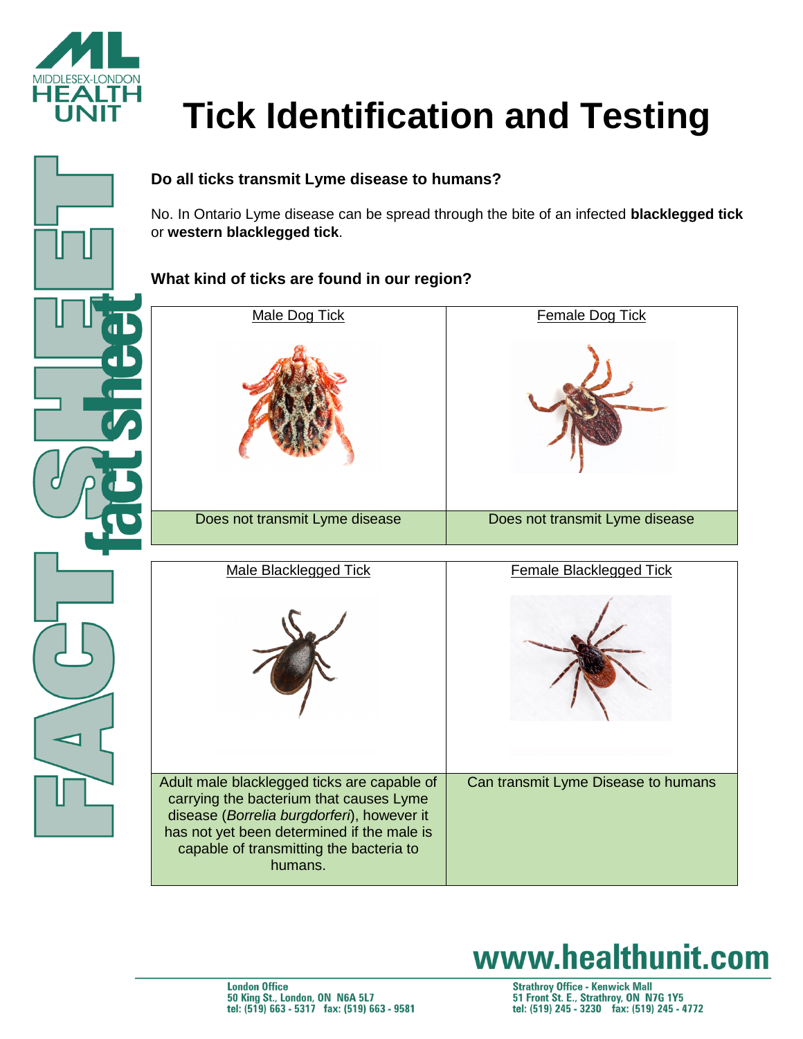# Tick Identification and Testing

**Do all ticks transmit Lyme disease to humans?**

No. In Ontario Lyme disease can be spread through the bite of an infected **blacklegged tick** or **western blacklegged tick**.

**What kind of ticks are found in our region?**

| Male Dog Tick | Female Dog Tick |
|---|---|
| Does not transmit Lyme disease | Does not transmit Lyme disease |

| Male Blacklegged Tick | Female Blacklegged Tick |
|---|---|
| Adult male blacklegged ticks are capable of carrying the bacterium that causes Lyme disease (*Borrelia burgdorferi*), however it has not yet been determined if the male is capable of transmitting the bacteria to humans. | Can transmit Lyme Disease to humans |

**www.healthunit.com**

**London Office**
**50 King St., London, ON N6A 5L7**
**tel: (519) 663 - 5317 fax: (519) 663 - 9581**

**Strathroy Office - Kenwick Mall**
**51 Front St. E., Strathroy, ON N7G 1Y5**
**tel: (519) 245 - 3230 fax: (519) 245 - 4772**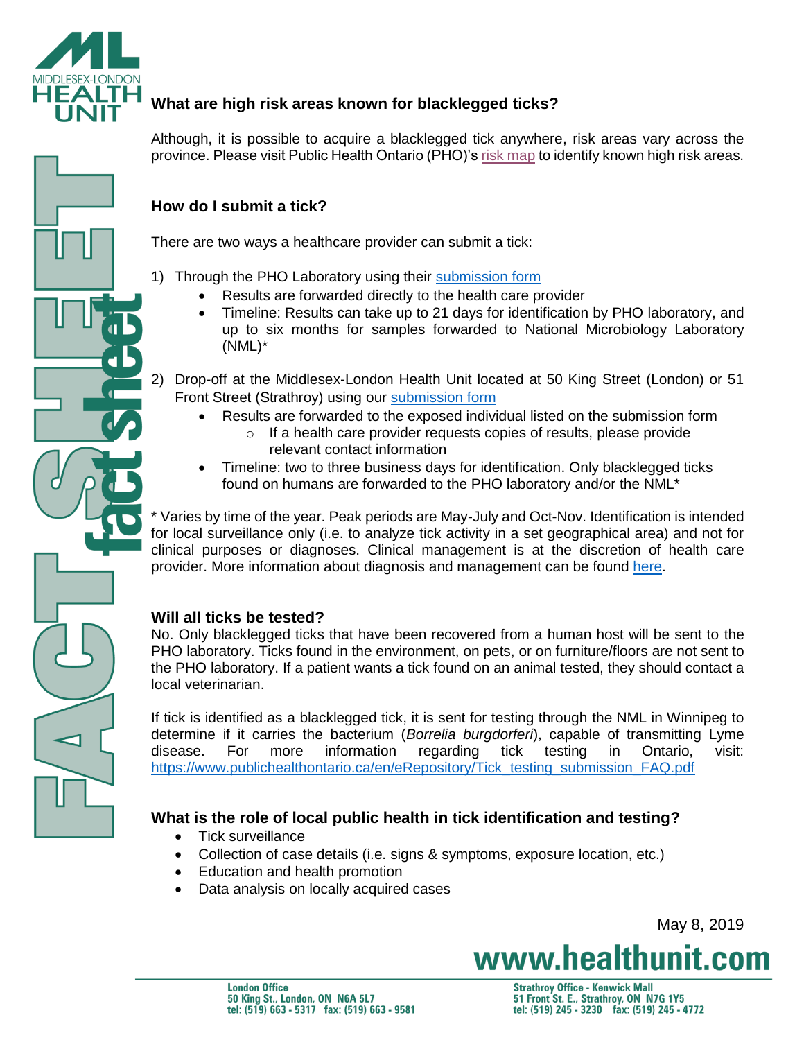## What are high risk areas known for blacklegged ticks?

Although, it is possible to acquire a blacklegged tick anywhere, risk areas vary across the province. Please visit Public Health Ontario (PHO)'s risk map to identify known high risk areas.

## How do I submit a tick?

There are two ways a healthcare provider can submit a tick:

1) Through the PHO Laboratory using their submission form
   - Results are forwarded directly to the health care provider
   - Timeline: Results can take up to 21 days for identification by PHO laboratory, and up to six months for samples forwarded to National Microbiology Laboratory (NML)*

2) Drop-off at the Middlesex-London Health Unit located at 50 King Street (London) or 51 Front Street (Strathroy) using our submission form
   - Results are forwarded to the exposed individual listed on the submission form
     - If a health care provider requests copies of results, please provide relevant contact information
   - Timeline: two to three business days for identification. Only blacklegged ticks found on humans are forwarded to the PHO laboratory and/or the NML*

* Varies by time of the year. Peak periods are May-July and Oct-Nov. Identification is intended for local surveillance only (i.e. to analyze tick activity in a set geographical area) and not for clinical purposes or diagnoses. Clinical management is at the discretion of health care provider. More information about diagnosis and management can be found here.

## Will all ticks be tested?

No. Only blacklegged ticks that have been recovered from a human host will be sent to the PHO laboratory. Ticks found in the environment, on pets, or on furniture/floors are not sent to the PHO laboratory. If a patient wants a tick found on an animal tested, they should contact a local veterinarian.

If tick is identified as a blacklegged tick, it is sent for testing through the NML in Winnipeg to determine if it carries the bacterium (*Borrelia burgdorferi*), capable of transmitting Lyme disease. For more information regarding tick testing in Ontario, visit: https://www.publichealthontario.ca/en/eRepository/Tick_testing_submission_FAQ.pdf

## What is the role of local public health in tick identification and testing?

- Tick surveillance
- Collection of case details (i.e. signs & symptoms, exposure location, etc.)
- Education and health promotion
- Data analysis on locally acquired cases

May 8, 2019